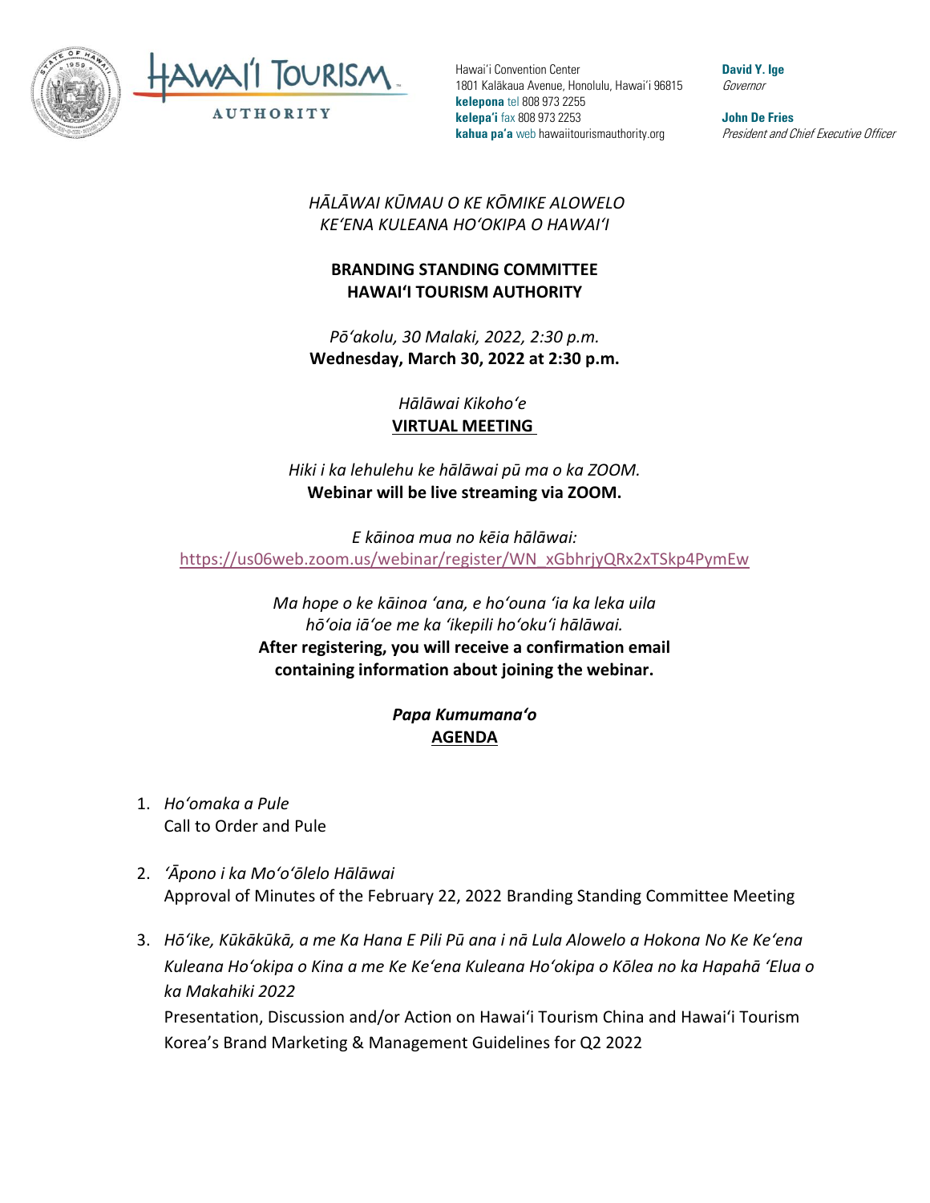Hawaiʻi Convention Center
1801 Kalākaua Avenue, Honolulu, Hawaiʻi 96815
**kelepona** tel 808 973 2255
**kelepaʻi** fax 808 973 2253
**kahua paʻa** web hawaiitourismauthority.org

**David Y. Ige**
*Governor*

**John De Fries**
*President and Chief Executive Officer*

*HĀLĀWAI KŪMAU O KE KŌMIKE ALOWELO*
*KEʻENA KULEANA HOʻOKIPA O HAWAIʻI*

**BRANDING STANDING COMMITTEE**
**HAWAIʻI TOURISM AUTHORITY**

*Pōʻakolu, 30 Malaki, 2022, 2:30 p.m.*
**Wednesday, March 30, 2022 at 2:30 p.m.**

*Hālāwai Kikohoʻe*
**VIRTUAL MEETING**

*Hiki i ka lehulehu ke hālāwai pū ma o ka ZOOM.*
**Webinar will be live streaming via ZOOM.**

*E kāinoa mua no kēia hālāwai:*
https://us06web.zoom.us/webinar/register/WN_xGbhrjyQRx2xTSkp4PymEw

*Ma hope o ke kāinoa ʻana, e hoʻouna ʻia ka leka uila hōʻoia iāʻoe me ka ʻikepili hoʻokuʻi hālāwai.*
**After registering, you will receive a confirmation email containing information about joining the webinar.**

***Papa Kumumanaʻo***
**AGENDA**

1. *Hoʻomaka a Pule*
   Call to Order and Pule

2. *ʻĀpono i ka Moʻoʻōlelo Hālāwai*
   Approval of Minutes of the February 22, 2022 Branding Standing Committee Meeting

3. *Hōʻike, Kūkākūkā, a me Ka Hana E Pili Pū ana i nā Lula Alowelo a Hokona No Ke Keʻena Kuleana Hoʻokipa o Kina a me Ke Keʻena Kuleana Hoʻokipa o Kōlea no ka Hapahā ʻElua o ka Makahiki 2022*
   Presentation, Discussion and/or Action on Hawaiʻi Tourism China and Hawaiʻi Tourism Korea's Brand Marketing & Management Guidelines for Q2 2022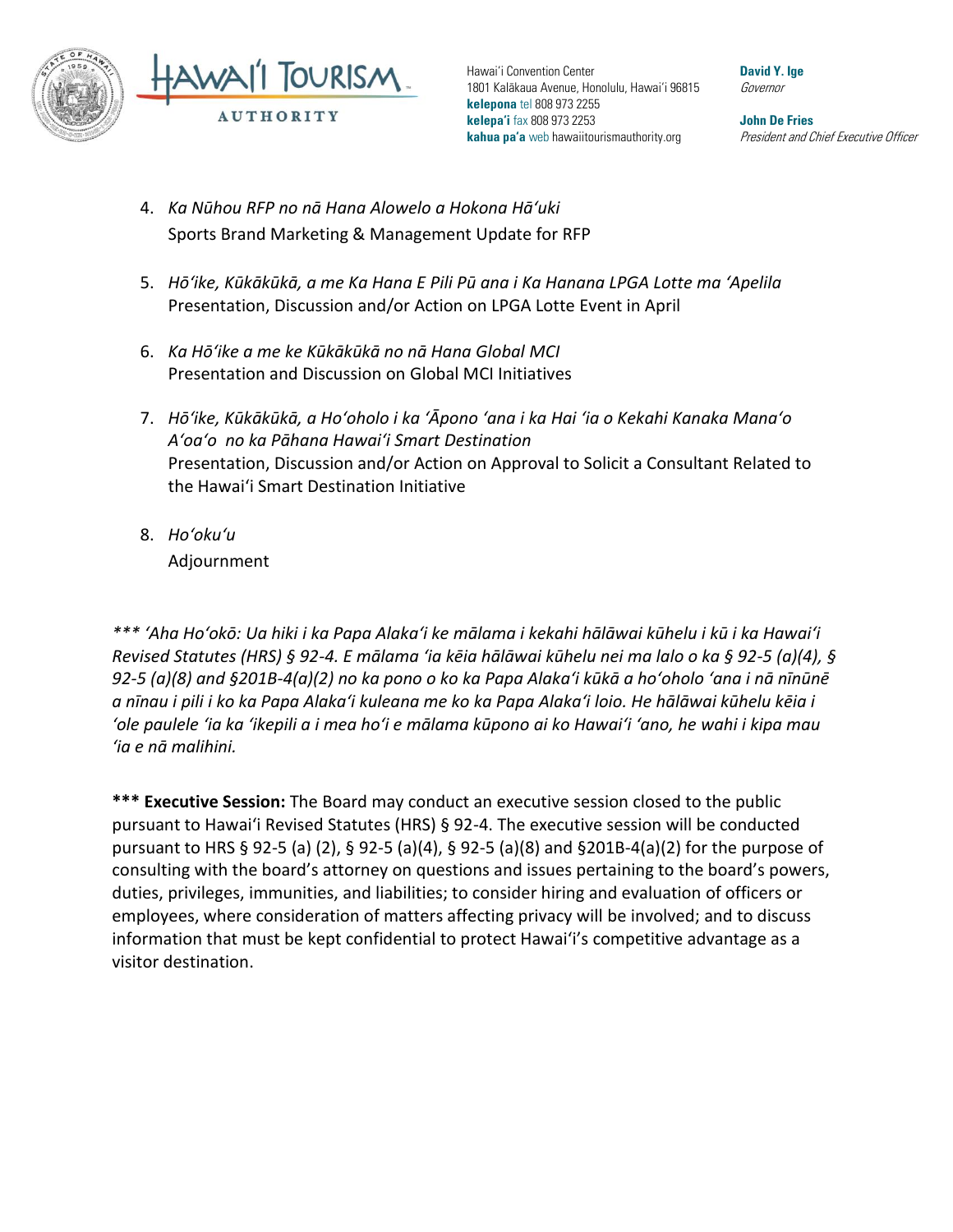4. *Ka Nūhou RFP no nā Hana Alowelo a Hokona Hāʻuki*
   Sports Brand Marketing & Management Update for RFP

5. *Hōʻike, Kūkākūkā, a me Ka Hana E Pili Pū ana i Ka Hanana LPGA Lotte ma ʻApelila*
   Presentation, Discussion and/or Action on LPGA Lotte Event in April

6. *Ka Hōʻike a me ke Kūkākūkā no nā Hana Global MCI*
   Presentation and Discussion on Global MCI Initiatives

7. *Hōʻike, Kūkākūkā, a Hoʻoholo i ka ʻĀpono ʻana i ka Hai ʻia o Kekahi Kanaka Manaʻo Aʻoaʻo no ka Pāhana Hawaiʻi Smart Destination*
   Presentation, Discussion and/or Action on Approval to Solicit a Consultant Related to the Hawaiʻi Smart Destination Initiative

8. *Hoʻokuʻu*
   Adjournment

*\*\*\* ʻAha Hoʻokō: Ua hiki i ka Papa Alakaʻi ke mālama i kekahi hālāwai kūhelu i kū i ka Hawaiʻi Revised Statutes (HRS) § 92-4. E mālama ʻia kēia hālāwai kūhelu nei ma lalo o ka § 92-5 (a)(4), § 92-5 (a)(8) and §201B-4(a)(2) no ka pono o ko ka Papa Alakaʻi kūkā a hoʻoholo ʻana i nā nīnūnē a nīnau i pili i ko ka Papa Alakaʻi kuleana me ko ka Papa Alakaʻi loio. He hālāwai kūhelu kēia i ʻole paulele ʻia ka ʻikepili a i mea hoʻi e mālama kūpono ai ko Hawaiʻi ʻano, he wahi i kipa mau ʻia e nā malihini.*

**\*\*\* Executive Session:** The Board may conduct an executive session closed to the public pursuant to Hawaiʻi Revised Statutes (HRS) § 92-4. The executive session will be conducted pursuant to HRS § 92-5 (a) (2), § 92-5 (a)(4), § 92-5 (a)(8) and §201B-4(a)(2) for the purpose of consulting with the board's attorney on questions and issues pertaining to the board's powers, duties, privileges, immunities, and liabilities; to consider hiring and evaluation of officers or employees, where consideration of matters affecting privacy will be involved; and to discuss information that must be kept confidential to protect Hawaiʻi's competitive advantage as a visitor destination.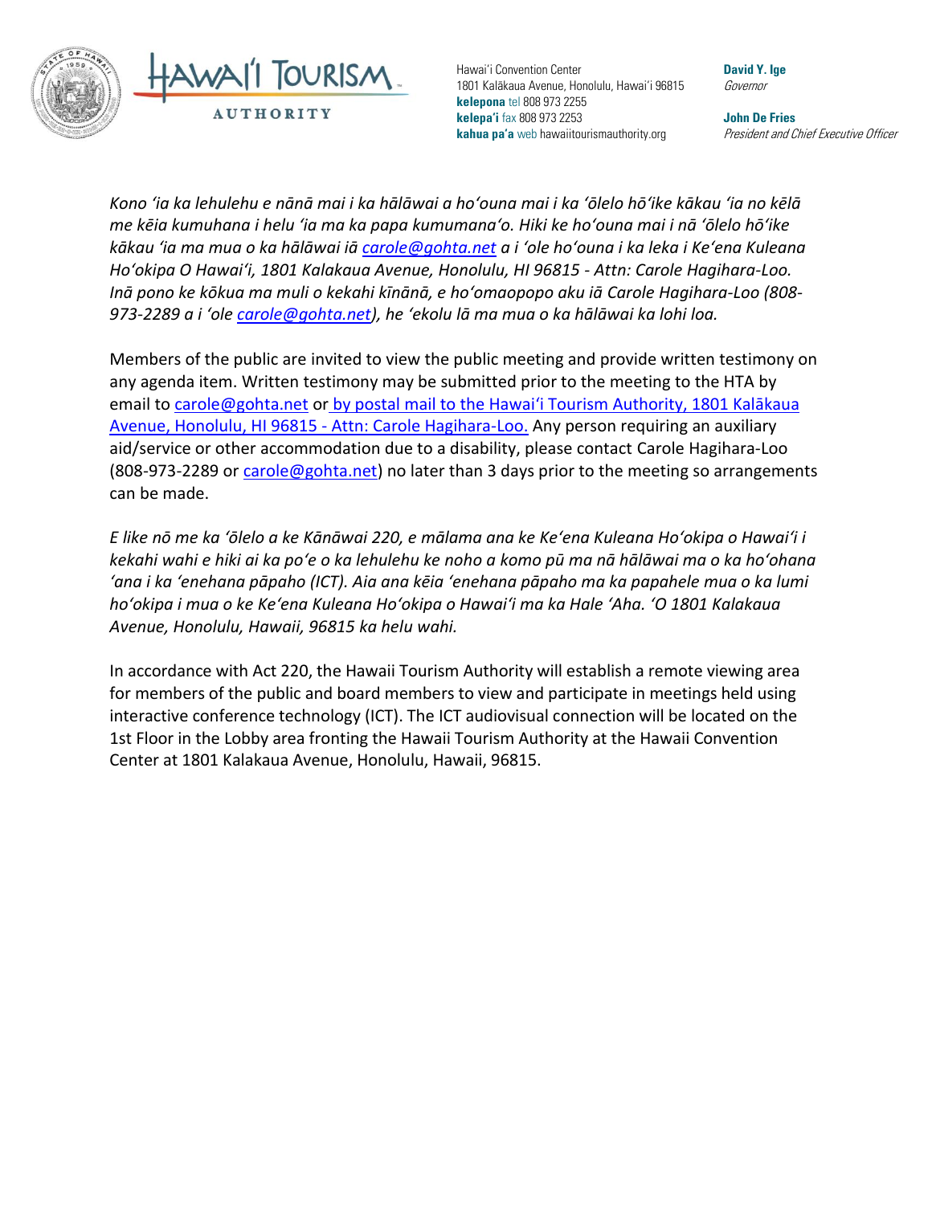Hawaiʻi Convention Center
1801 Kalākaua Avenue, Honolulu, Hawaiʻi 96815
**kelepona** tel 808 973 2255
**kelepaʻi** fax 808 973 2253
**kahua paʻa** web hawaiitourismauthority.org

**David Y. Ige**
*Governor*

**John De Fries**
*President and Chief Executive Officer*

*Kono ʻia ka lehulehu e nānā mai i ka hālāwai a hoʻouna mai i ka ʻōlelo hōʻike kākau ʻia no kēlā me kēia kumuhana i helu ʻia ma ka papa kumumanaʻo. Hiki ke hoʻouna mai i nā ʻōlelo hōʻike kākau ʻia ma mua o ka hālāwai iā carole@gohta.net a i ʻole hoʻouna i ka leka i Keʻena Kuleana Hoʻokipa O Hawaiʻi, 1801 Kalakaua Avenue, Honolulu, HI 96815 - Attn: Carole Hagihara-Loo. Inā pono ke kōkua ma muli o kekahi kīnānā, e hoʻomaopopo aku iā Carole Hagihara-Loo (808-973-2289 a i ʻole carole@gohta.net), he ʻekolu lā ma mua o ka hālāwai ka lohi loa.*

Members of the public are invited to view the public meeting and provide written testimony on any agenda item. Written testimony may be submitted prior to the meeting to the HTA by email to carole@gohta.net or by postal mail to the Hawaiʻi Tourism Authority, 1801 Kalākaua Avenue, Honolulu, HI 96815 - Attn: Carole Hagihara-Loo. Any person requiring an auxiliary aid/service or other accommodation due to a disability, please contact Carole Hagihara-Loo (808-973-2289 or carole@gohta.net) no later than 3 days prior to the meeting so arrangements can be made.

*E like nō me ka ʻōlelo a ke Kānāwai 220, e mālama ana ke Keʻena Kuleana Hoʻokipa o Hawaiʻi i kekahi wahi e hiki ai ka poʻe o ka lehulehu ke noho a komo pū ma nā hālāwai ma o ka hoʻohana ʻana i ka ʻenehana pāpaho (ICT). Aia ana kēia ʻenehana pāpaho ma ka papahele mua o ka lumi hoʻokipa i mua o ke Keʻena Kuleana Hoʻokipa o Hawaiʻi ma ka Hale ʻAha. ʻO 1801 Kalakaua Avenue, Honolulu, Hawaii, 96815 ka helu wahi.*

In accordance with Act 220, the Hawaii Tourism Authority will establish a remote viewing area for members of the public and board members to view and participate in meetings held using interactive conference technology (ICT). The ICT audiovisual connection will be located on the 1st Floor in the Lobby area fronting the Hawaii Tourism Authority at the Hawaii Convention Center at 1801 Kalakaua Avenue, Honolulu, Hawaii, 96815.